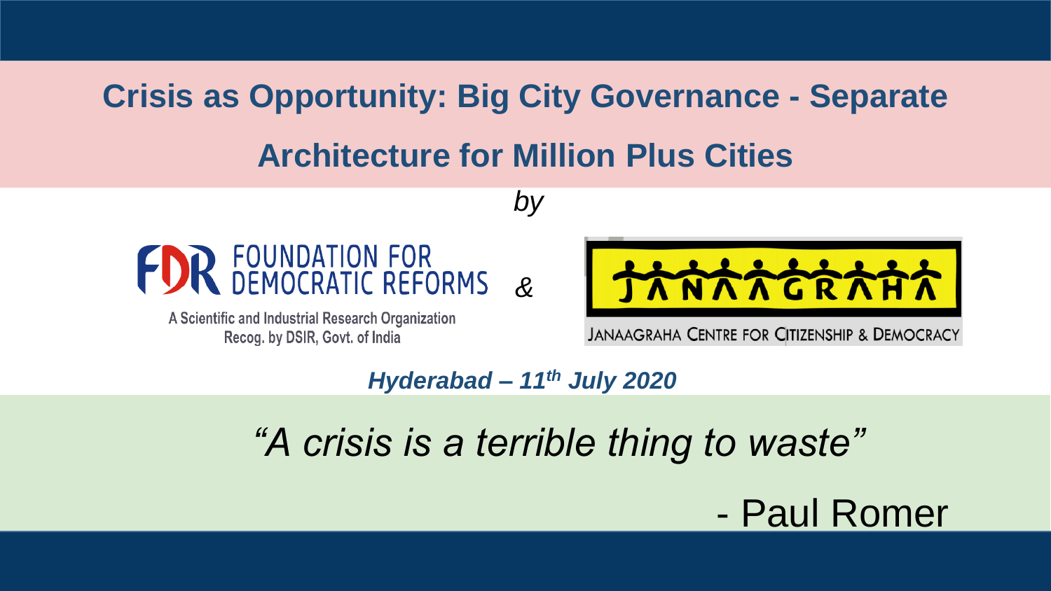# Crisis as Opportunity: Big City Governance - Separate Architecture for Million Plus Cities

*by*

FOUNDATION FOR DEMOCRATIC REFORMS

A Scientific and Industrial Research Organization
Recog. by DSIR, Govt. of India

*&*

JANAAGRAHA

JANAAGRAHA CENTRE FOR CITIZENSHIP & DEMOCRACY

***Hyderabad – 11th July 2020***

*"A crisis is a terrible thing to waste"*

- Paul Romer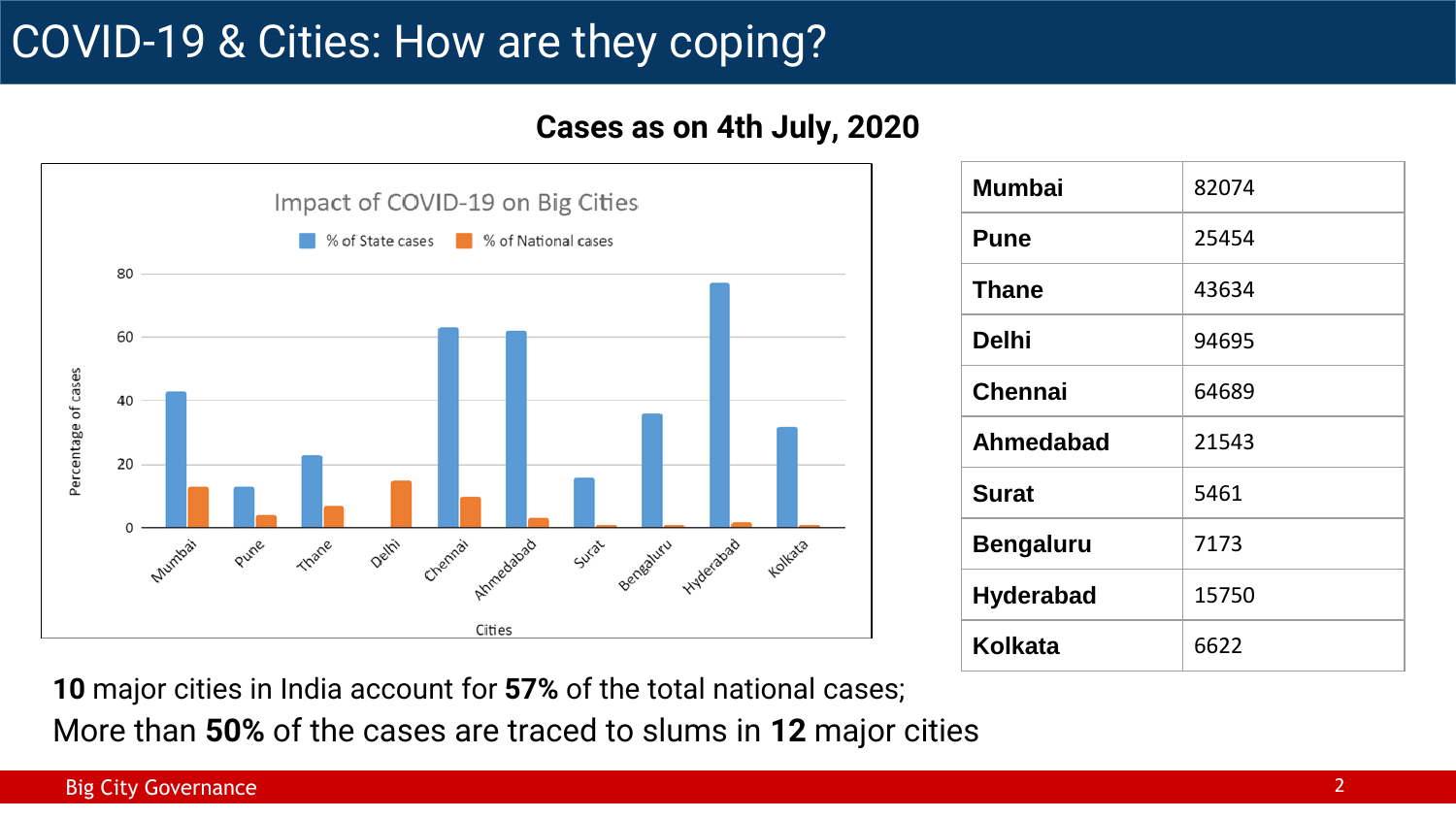# COVID-19 & Cities: How are they coping?

## Cases as on 4th July, 2020

| | |
|---|---|
| **Mumbai** | 82074 |
| **Pune** | 25454 |
| **Thane** | 43634 |
| **Delhi** | 94695 |
| **Chennai** | 64689 |
| **Ahmedabad** | 21543 |
| **Surat** | 5461 |
| **Bengaluru** | 7173 |
| **Hyderabad** | 15750 |
| **Kolkata** | 6622 |

**10** major cities in India account for **57%** of the total national cases;

More than **50%** of the cases are traced to slums in **12** major cities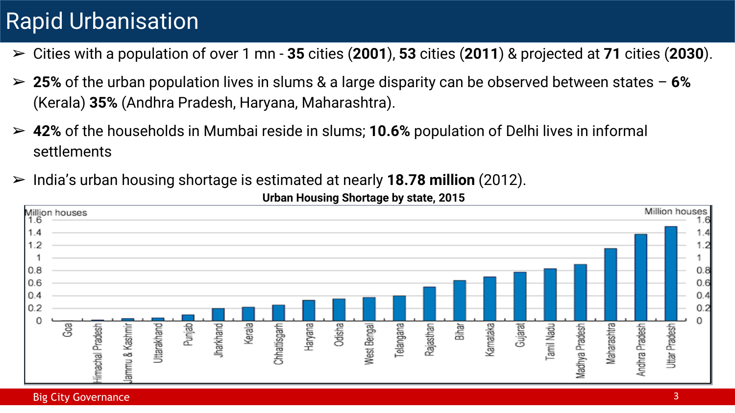# Rapid Urbanisation

- Cities with a population of over 1 mn - **35** cities (**2001**), **53** cities (**2011**) & projected at **71** cities (**2030**).
- **25%** of the urban population lives in slums & a large disparity can be observed between states – **6%** (Kerala) **35%** (Andhra Pradesh, Haryana, Maharashtra).
- **42%** of the households in Mumbai reside in slums; **10.6%** population of Delhi lives in informal settlements
- India's urban housing shortage is estimated at nearly **18.78 million** (2012).

**Urban Housing Shortage by state, 2015**

Million houses

| State | Million houses (approx.) |
|---|---|
| Goa | 0 |
| Himachal Pradesh | 0.01 |
| Jammu & Kashmir | 0.03 |
| Uttarakhand | 0.04 |
| Punjab | 0.1 |
| Jharkhand | 0.2 |
| Kerala | 0.22 |
| Chhattisgarh | 0.25 |
| Haryana | 0.33 |
| Odisha | 0.35 |
| West Bengal | 0.37 |
| Telangana | 0.4 |
| Rajasthan | 0.54 |
| Bihar | 0.64 |
| Karnataka | 0.7 |
| Gujarat | 0.77 |
| Tamil Nadu | 0.83 |
| Madhya Pradesh | 0.9 |
| Maharashtra | 1.15 |
| Andhra Pradesh | 1.38 |
| Uttar Pradesh | 1.5 |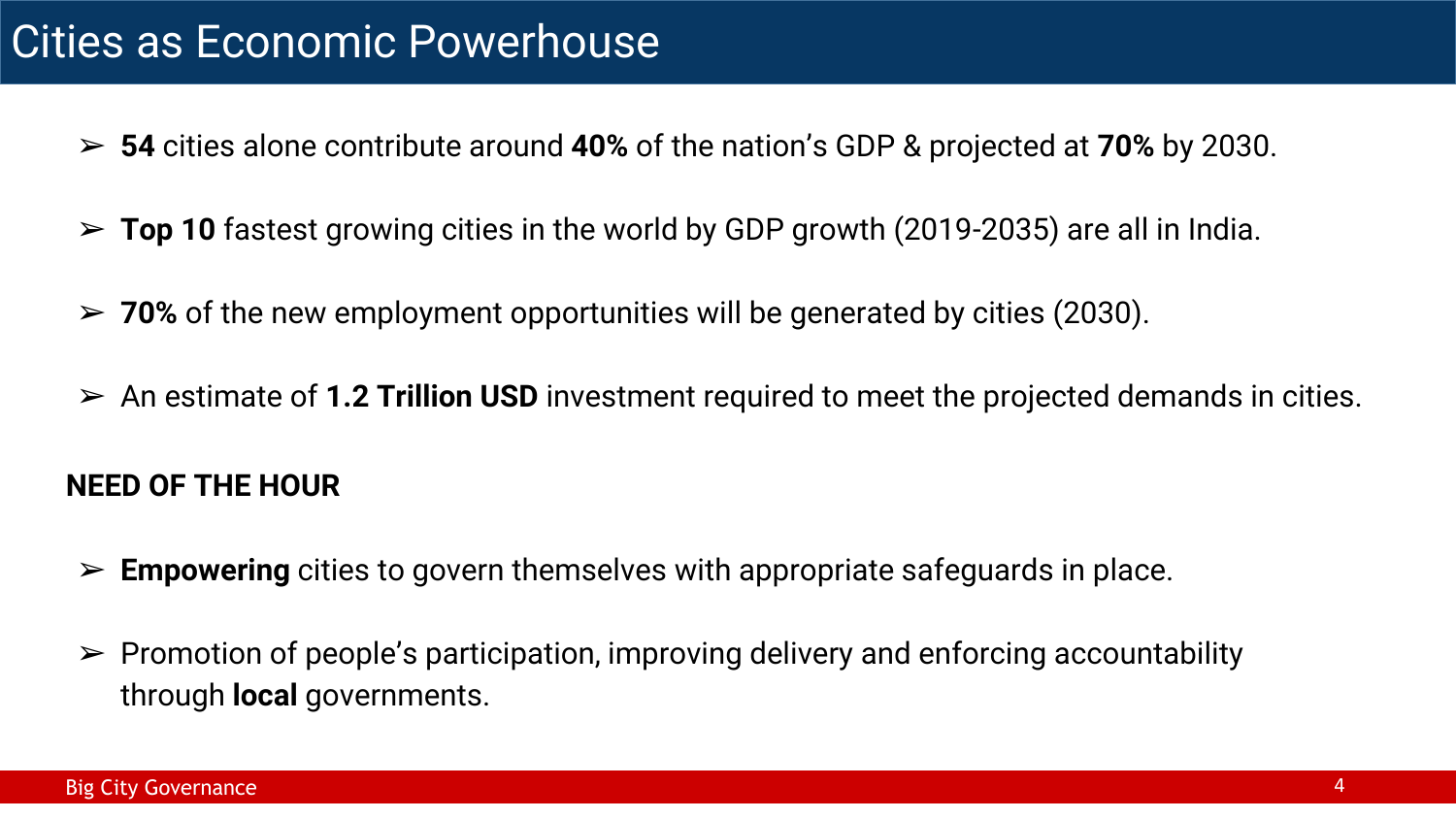# Cities as Economic Powerhouse

- **54** cities alone contribute around **40%** of the nation's GDP & projected at **70%** by 2030.
- **Top 10** fastest growing cities in the world by GDP growth (2019-2035) are all in India.
- **70%** of the new employment opportunities will be generated by cities (2030).
- An estimate of **1.2 Trillion USD** investment required to meet the projected demands in cities.

**NEED OF THE HOUR**

- **Empowering** cities to govern themselves with appropriate safeguards in place.
- Promotion of people's participation, improving delivery and enforcing accountability through **local** governments.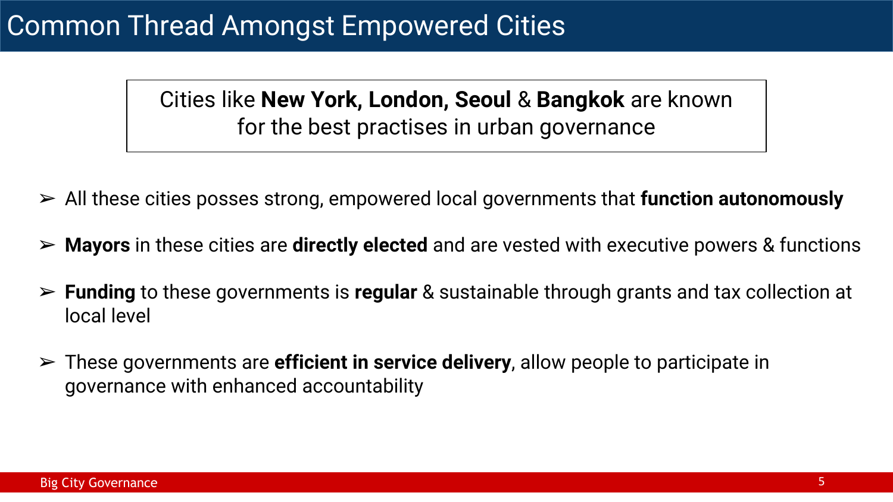# Common Thread Amongst Empowered Cities

Cities like **New York, London, Seoul** & **Bangkok** are known for the best practises in urban governance

- All these cities posses strong, empowered local governments that **function autonomously**
- **Mayors** in these cities are **directly elected** and are vested with executive powers & functions
- **Funding** to these governments is **regular** & sustainable through grants and tax collection at local level
- These governments are **efficient in service delivery**, allow people to participate in governance with enhanced accountability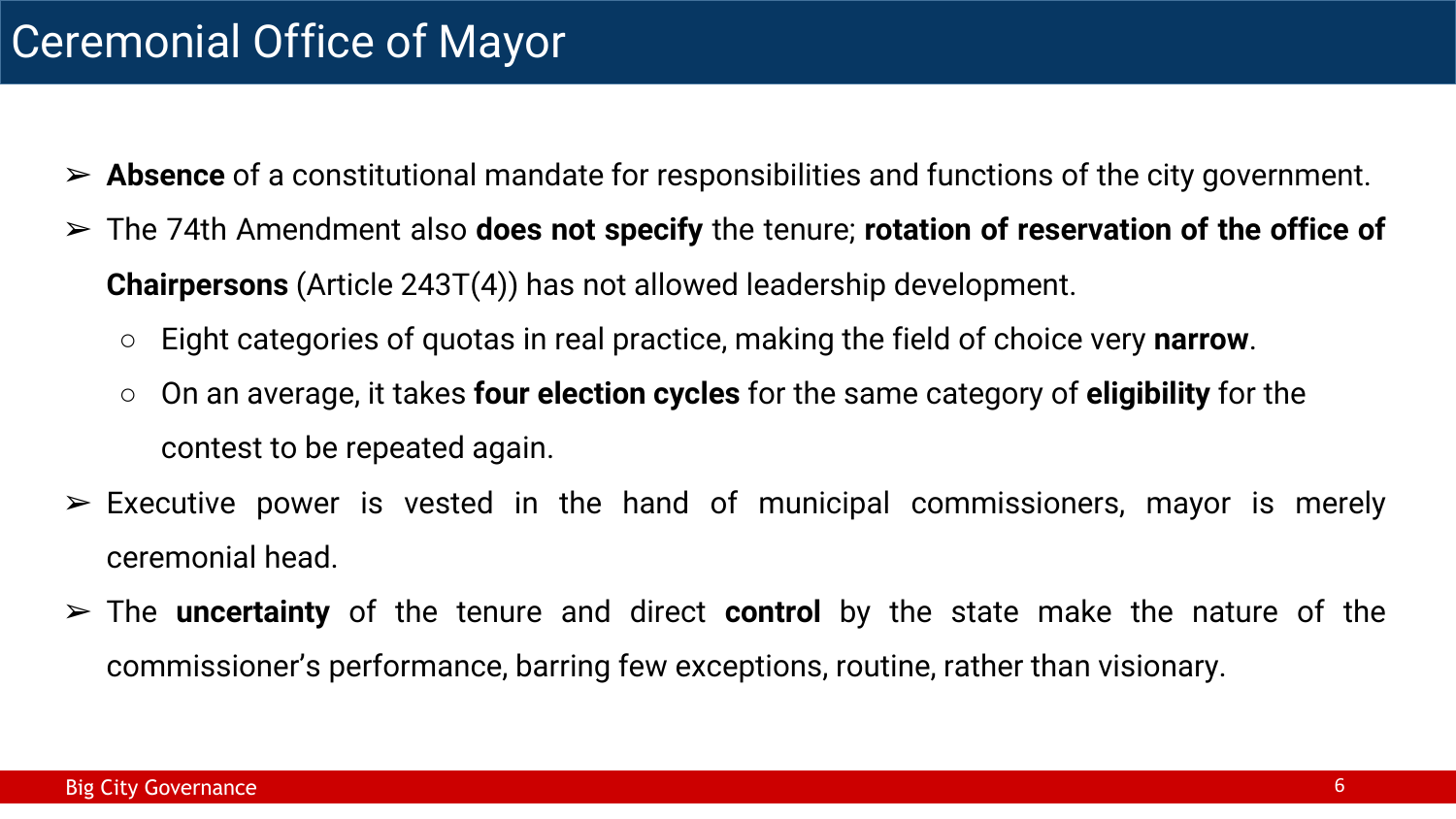# Ceremonial Office of Mayor

- **Absence** of a constitutional mandate for responsibilities and functions of the city government.
- The 74th Amendment also **does not specify** the tenure; **rotation of reservation of the office of Chairpersons** (Article 243T(4)) has not allowed leadership development.
  - Eight categories of quotas in real practice, making the field of choice very **narrow**.
  - On an average, it takes **four election cycles** for the same category of **eligibility** for the contest to be repeated again.
- Executive power is vested in the hand of municipal commissioners, mayor is merely ceremonial head.
- The **uncertainty** of the tenure and direct **control** by the state make the nature of the commissioner's performance, barring few exceptions, routine, rather than visionary.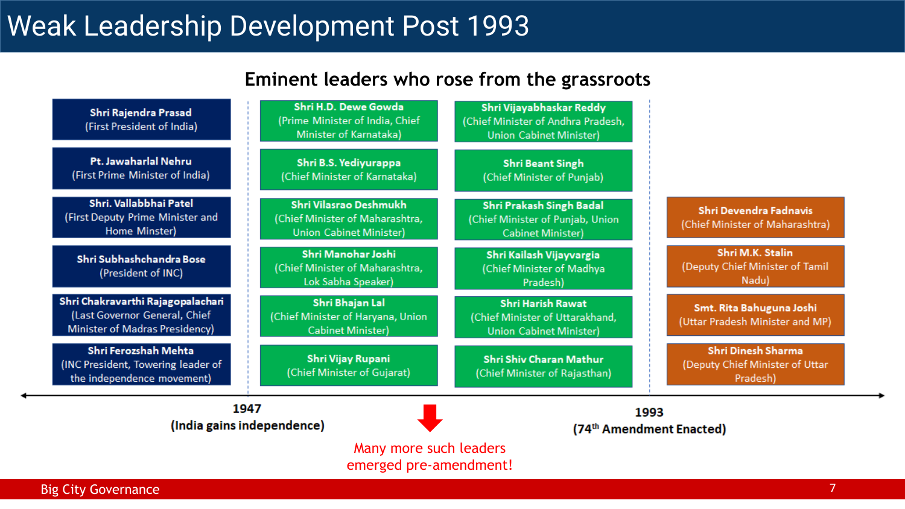# Weak Leadership Development Post 1993

## Eminent leaders who rose from the grassroots

**Pre-1947:**

- **Shri Rajendra Prasad** (First President of India)
- **Pt. Jawaharlal Nehru** (First Prime Minister of India)
- **Shri. Vallabbhai Patel** (First Deputy Prime Minister and Home Minster)
- **Shri Subhashchandra Bose** (President of INC)
- **Shri Chakravarthi Rajagopalachari** (Last Governor General, Chief Minister of Madras Presidency)
- **Shri Ferozshah Mehta** (INC President, Towering leader of the independence movement)

**1947 (India gains independence) – 1993:**

- **Shri H.D. Dewe Gowda** (Prime Minister of India, Chief Minister of Karnataka)
- **Shri B.S. Yediyurappa** (Chief Minister of Karnataka)
- **Shri Vilasrao Deshmukh** (Chief Minister of Maharashtra, Union Cabinet Minister)
- **Shri Manohar Joshi** (Chief Minister of Maharashtra, Lok Sabha Speaker)
- **Shri Bhajan Lal** (Chief Minister of Haryana, Union Cabinet Minister)
- **Shri Vijay Rupani** (Chief Minister of Gujarat)
- **Shri Vijayabhaskar Reddy** (Chief Minister of Andhra Pradesh, Union Cabinet Minister)
- **Shri Beant Singh** (Chief Minister of Punjab)
- **Shri Prakash Singh Badal** (Chief Minister of Punjab, Union Cabinet Minister)
- **Shri Kailash Vijayvargia** (Chief Minister of Madhya Pradesh)
- **Shri Harish Rawat** (Chief Minister of Uttarakhand, Union Cabinet Minister)
- **Shri Shiv Charan Mathur** (Chief Minister of Rajasthan)

Many more such leaders emerged pre-amendment!

**Post-1993 (74th Amendment Enacted):**

- **Shri Devendra Fadnavis** (Chief Minister of Maharashtra)
- **Shri M.K. Stalin** (Deputy Chief Minister of Tamil Nadu)
- **Smt. Rita Bahuguna Joshi** (Uttar Pradesh Minister and MP)
- **Shri Dinesh Sharma** (Deputy Chief Minister of Uttar Pradesh)

**1947** (India gains independence)

**1993** (74th Amendment Enacted)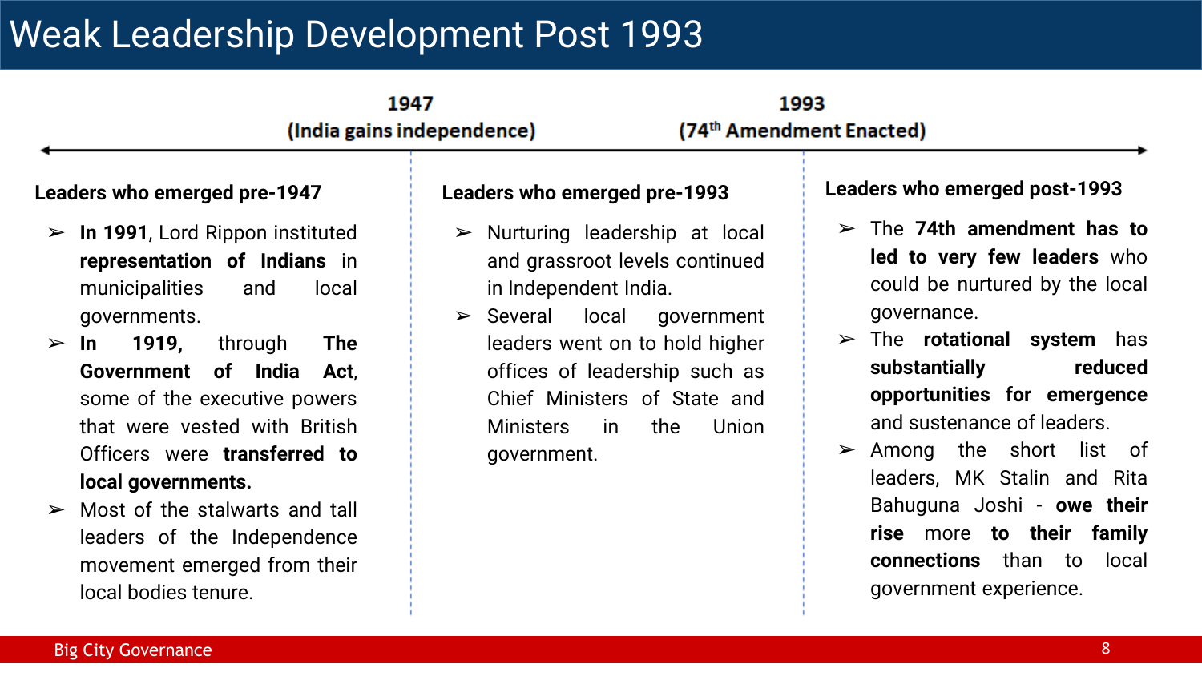# Weak Leadership Development Post 1993

**1947** (India gains independence) — **1993** (74th Amendment Enacted)

### Leaders who emerged pre-1947

- **In 1991**, Lord Rippon instituted **representation of Indians** in municipalities and local governments.
- **In 1919,** through **The Government of India Act**, some of the executive powers that were vested with British Officers were **transferred to local governments.**
- Most of the stalwarts and tall leaders of the Independence movement emerged from their local bodies tenure.

### Leaders who emerged pre-1993

- Nurturing leadership at local and grassroot levels continued in Independent India.
- Several local government leaders went on to hold higher offices of leadership such as Chief Ministers of State and Ministers in the Union government.

### Leaders who emerged post-1993

- The **74th amendment has to led to very few leaders** who could be nurtured by the local governance.
- The **rotational system** has **substantially reduced opportunities for emergence** and sustenance of leaders.
- Among the short list of leaders, MK Stalin and Rita Bahuguna Joshi - **owe their rise** more **to their family connections** than to local government experience.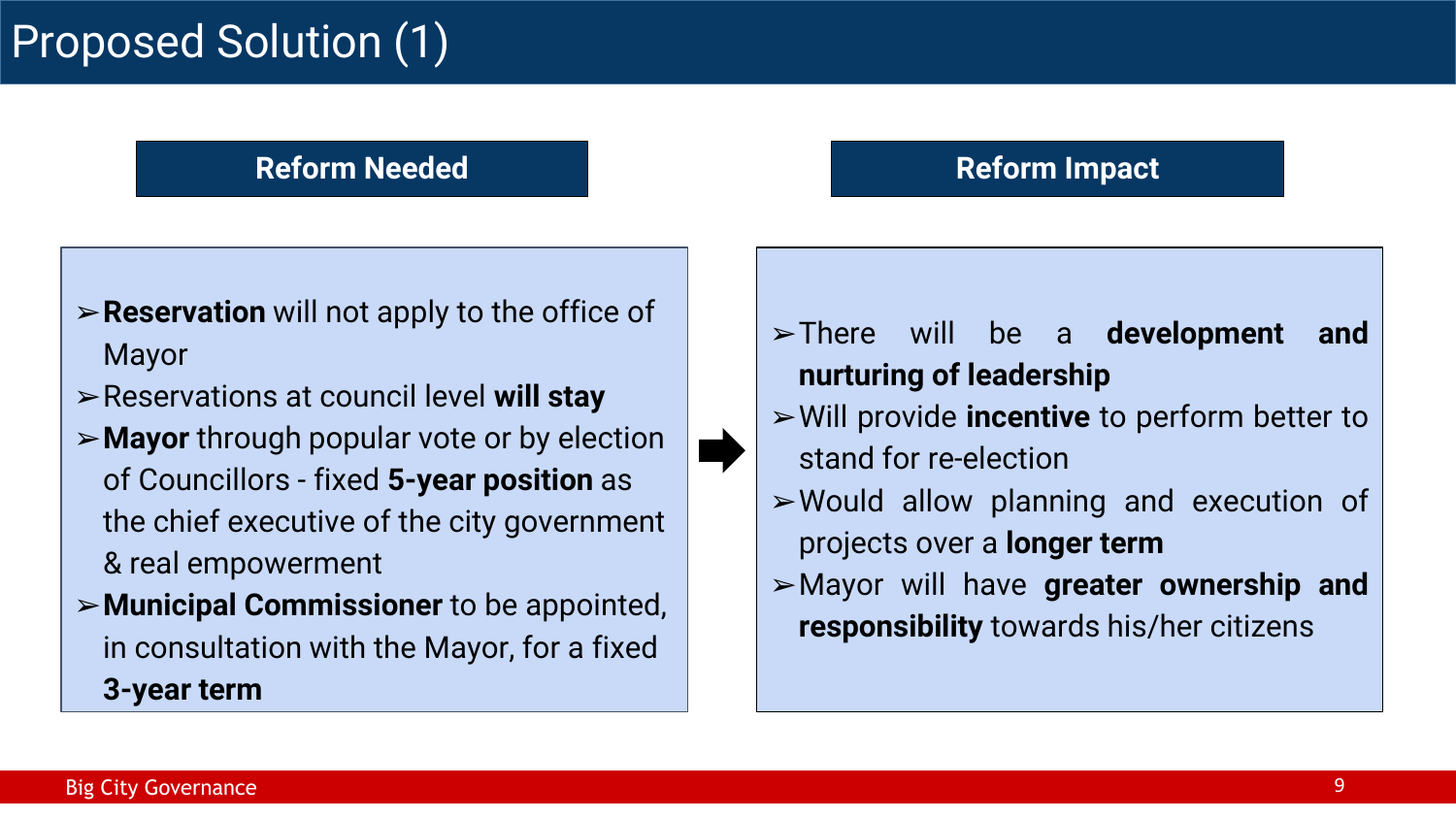# Proposed Solution (1)

## Reform Needed

- **Reservation** will not apply to the office of Mayor
- Reservations at council level **will stay**
- **Mayor** through popular vote or by election of Councillors - fixed **5-year position** as the chief executive of the city government & real empowerment
- **Municipal Commissioner** to be appointed, in consultation with the Mayor, for a fixed **3-year term**

## Reform Impact

- There will be a **development and nurturing of leadership**
- Will provide **incentive** to perform better to stand for re-election
- Would allow planning and execution of projects over a **longer term**
- Mayor will have **greater ownership and responsibility** towards his/her citizens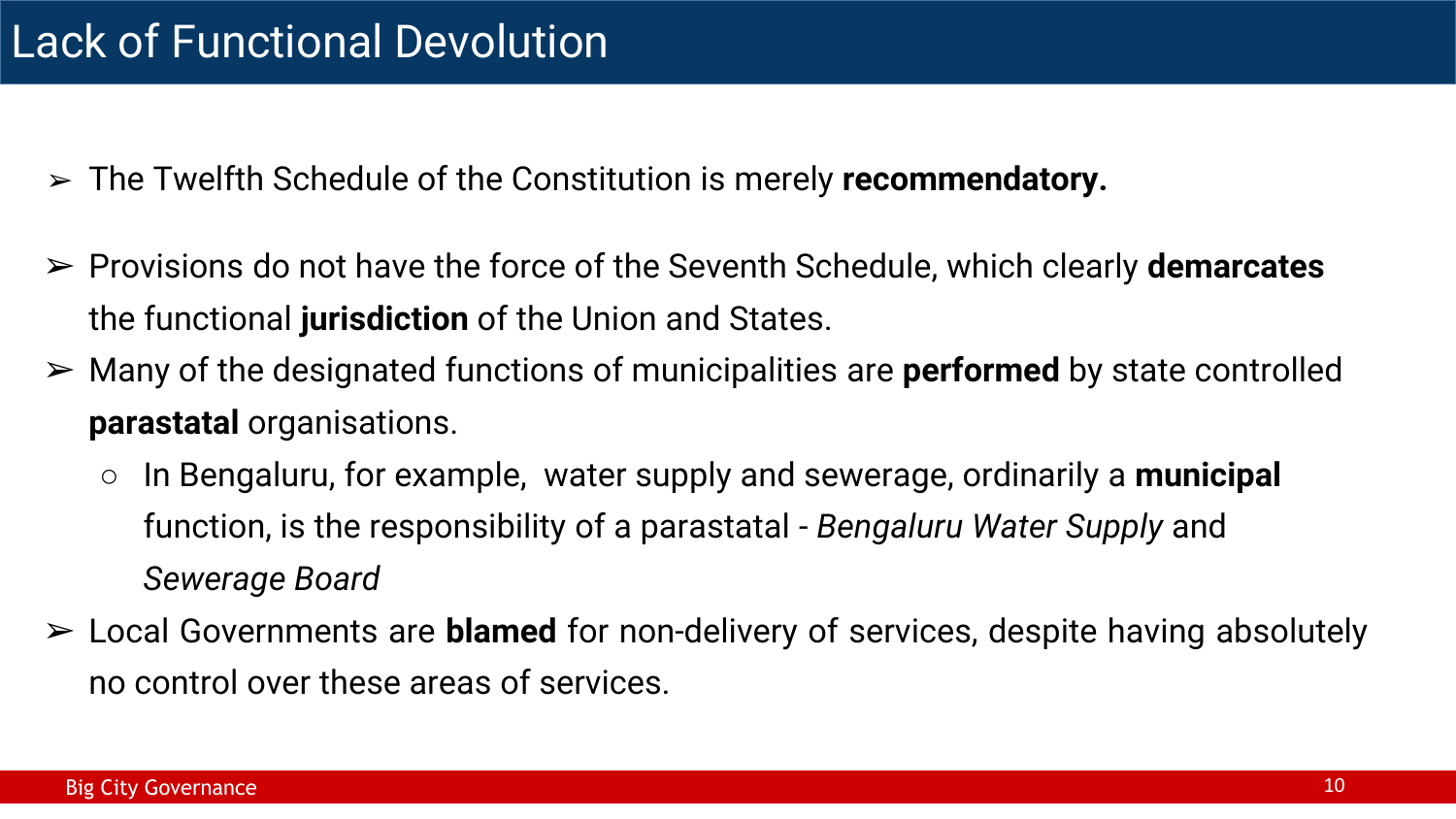# Lack of Functional Devolution

- The Twelfth Schedule of the Constitution is merely **recommendatory.**
- Provisions do not have the force of the Seventh Schedule, which clearly **demarcates** the functional **jurisdiction** of the Union and States.
- Many of the designated functions of municipalities are **performed** by state controlled **parastatal** organisations.
  - In Bengaluru, for example, water supply and sewerage, ordinarily a **municipal** function, is the responsibility of a parastatal - *Bengaluru Water Supply* and *Sewerage Board*
- Local Governments are **blamed** for non-delivery of services, despite having absolutely no control over these areas of services.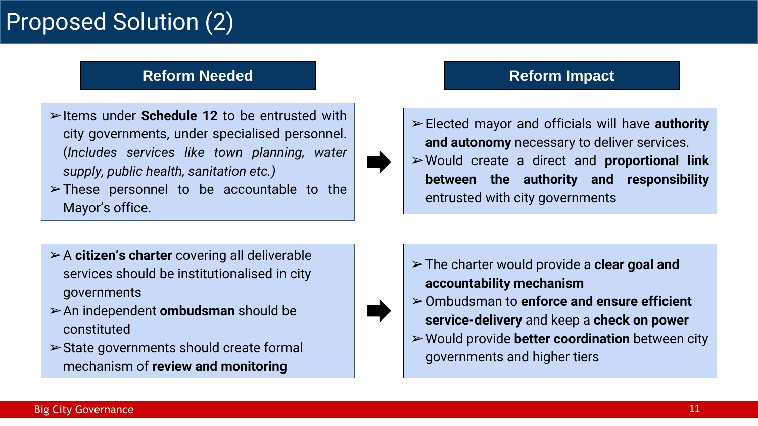# Proposed Solution (2)

| Reform Needed | Reform Impact |
| --- | --- |
| ➢ Items under **Schedule 12** to be entrusted with city governments, under specialised personnel. *(Includes services like town planning, water supply, public health, sanitation etc.)*<br>➢ These personnel to be accountable to the Mayor's office. | ➢ Elected mayor and officials will have **authority and autonomy** necessary to deliver services.<br>➢ Would create a direct and **proportional link between the authority and responsibility** entrusted with city governments |
| ➢ A **citizen's charter** covering all deliverable services should be institutionalised in city governments<br>➢ An independent **ombudsman** should be constituted<br>➢ State governments should create formal mechanism of **review and monitoring** | ➢ The charter would provide a **clear goal and accountability mechanism**<br>➢ Ombudsman to **enforce and ensure efficient service-delivery** and keep a **check on power**<br>➢ Would provide **better coordination** between city governments and higher tiers |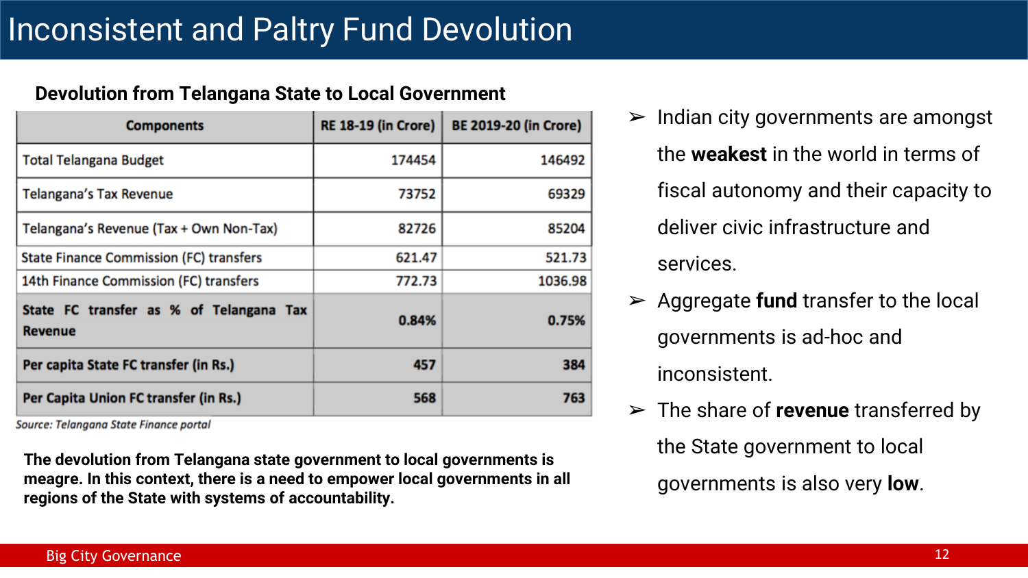# Inconsistent and Paltry Fund Devolution

**Devolution from Telangana State to Local Government**

| Components | RE 18-19 (in Crore) | BE 2019-20 (in Crore) |
|---|---|---|
| Total Telangana Budget | 174454 | 146492 |
| Telangana's Tax Revenue | 73752 | 69329 |
| Telangana's Revenue (Tax + Own Non-Tax) | 82726 | 85204 |
| State Finance Commission (FC) transfers | 621.47 | 521.73 |
| 14th Finance Commission (FC) transfers | 772.73 | 1036.98 |
| **State FC transfer as % of Telangana Tax Revenue** | **0.84%** | **0.75%** |
| **Per capita State FC transfer (in Rs.)** | **457** | **384** |
| **Per Capita Union FC transfer (in Rs.)** | **568** | **763** |

*Source: Telangana State Finance portal*

**The devolution from Telangana state government to local governments is meagre. In this context, there is a need to empower local governments in all regions of the State with systems of accountability.**

- Indian city governments are amongst the **weakest** in the world in terms of fiscal autonomy and their capacity to deliver civic infrastructure and services.
- Aggregate **fund** transfer to the local governments is ad-hoc and inconsistent.
- The share of **revenue** transferred by the State government to local governments is also very **low**.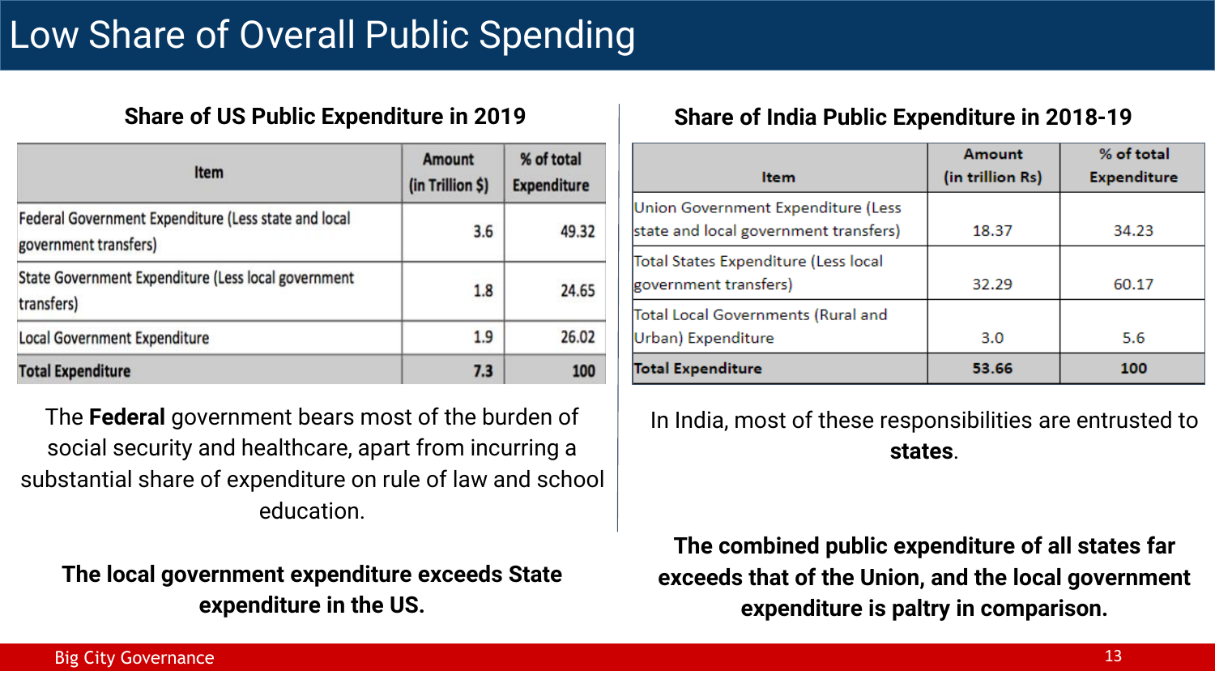# Low Share of Overall Public Spending

## Share of US Public Expenditure in 2019

| Item | Amount (in Trillion $) | % of total Expenditure |
|---|---|---|
| Federal Government Expenditure (Less state and local government transfers) | 3.6 | 49.32 |
| State Government Expenditure (Less local government transfers) | 1.8 | 24.65 |
| Local Government Expenditure | 1.9 | 26.02 |
| **Total Expenditure** | **7.3** | **100** |

The **Federal** government bears most of the burden of social security and healthcare, apart from incurring a substantial share of expenditure on rule of law and school education.

**The local government expenditure exceeds State expenditure in the US.**

## Share of India Public Expenditure in 2018-19

| Item | Amount (in trillion Rs) | % of total Expenditure |
|---|---|---|
| Union Government Expenditure (Less state and local government transfers) | 18.37 | 34.23 |
| Total States Expenditure (Less local government transfers) | 32.29 | 60.17 |
| Total Local Governments (Rural and Urban) Expenditure | 3.0 | 5.6 |
| **Total Expenditure** | **53.66** | **100** |

In India, most of these responsibilities are entrusted to **states**.

**The combined public expenditure of all states far exceeds that of the Union, and the local government expenditure is paltry in comparison.**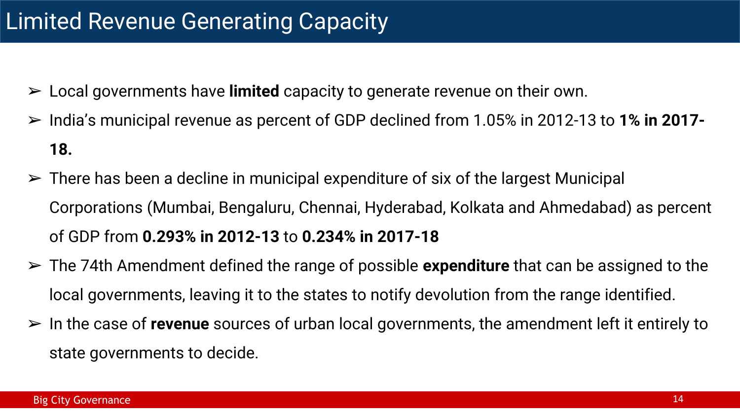# Limited Revenue Generating Capacity

- Local governments have **limited** capacity to generate revenue on their own.
- India's municipal revenue as percent of GDP declined from 1.05% in 2012-13 to **1% in 2017-18.**
- There has been a decline in municipal expenditure of six of the largest Municipal Corporations (Mumbai, Bengaluru, Chennai, Hyderabad, Kolkata and Ahmedabad) as percent of GDP from **0.293% in 2012-13** to **0.234% in 2017-18**
- The 74th Amendment defined the range of possible **expenditure** that can be assigned to the local governments, leaving it to the states to notify devolution from the range identified.
- In the case of **revenue** sources of urban local governments, the amendment left it entirely to state governments to decide.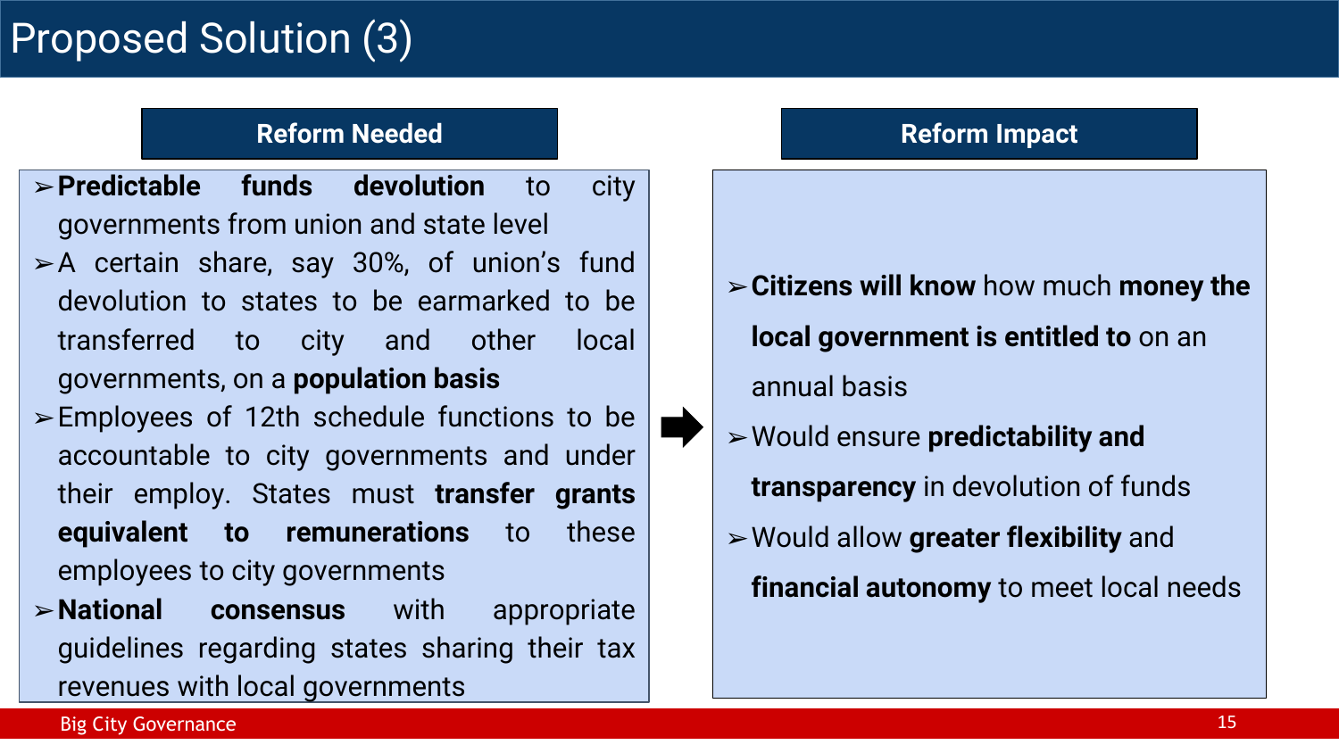# Proposed Solution (3)

## Reform Needed

- **Predictable funds devolution** to city governments from union and state level
- A certain share, say 30%, of union's fund devolution to states to be earmarked to be transferred to city and other local governments, on a **population basis**
- Employees of 12th schedule functions to be accountable to city governments and under their employ. States must **transfer grants equivalent to remunerations** to these employees to city governments
- **National consensus** with appropriate guidelines regarding states sharing their tax revenues with local governments

## Reform Impact

- **Citizens will know** how much **money the local government is entitled to** on an annual basis
- Would ensure **predictability and transparency** in devolution of funds
- Would allow **greater flexibility** and **financial autonomy** to meet local needs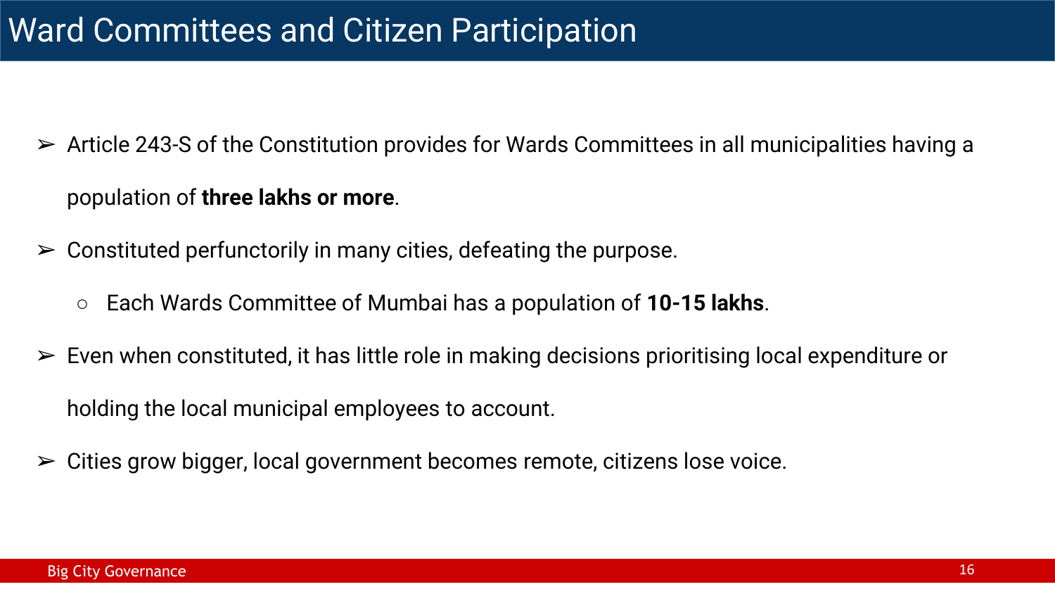# Ward Committees and Citizen Participation

- Article 243-S of the Constitution provides for Wards Committees in all municipalities having a population of **three lakhs or more**.
- Constituted perfunctorily in many cities, defeating the purpose.
  - Each Wards Committee of Mumbai has a population of **10-15 lakhs**.
- Even when constituted, it has little role in making decisions prioritising local expenditure or holding the local municipal employees to account.
- Cities grow bigger, local government becomes remote, citizens lose voice.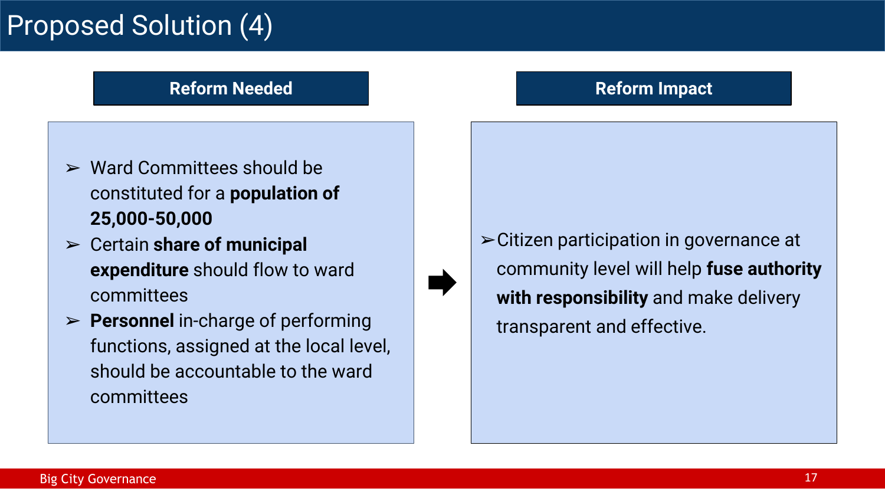# Proposed Solution (4)

## Reform Needed

- Ward Committees should be constituted for a **population of 25,000-50,000**
- Certain **share of municipal expenditure** should flow to ward committees
- **Personnel** in-charge of performing functions, assigned at the local level, should be accountable to the ward committees

## Reform Impact

- Citizen participation in governance at community level will help **fuse authority with responsibility** and make delivery transparent and effective.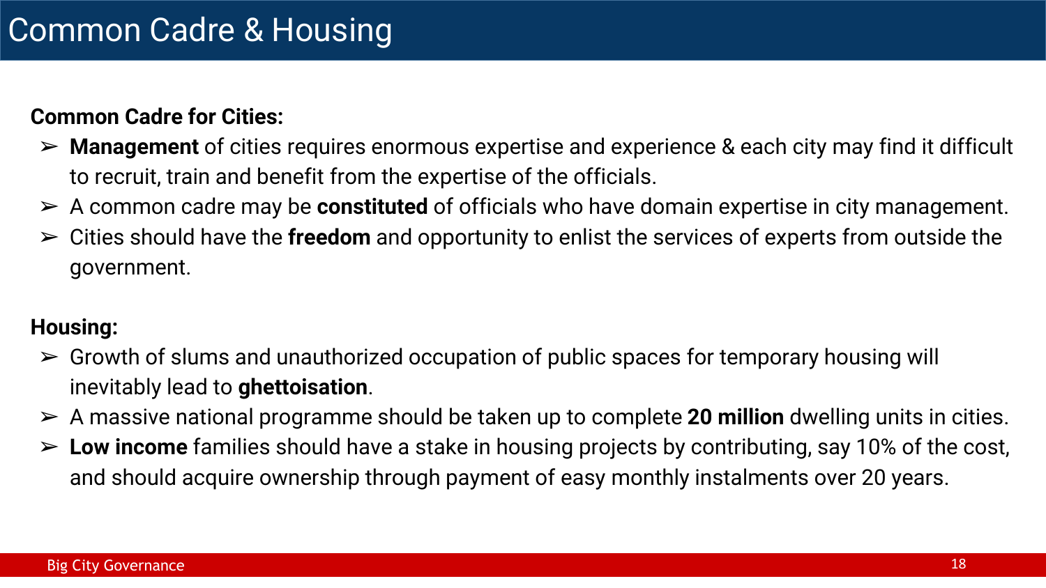# Common Cadre & Housing

**Common Cadre for Cities:**

- **Management** of cities requires enormous expertise and experience & each city may find it difficult to recruit, train and benefit from the expertise of the officials.
- A common cadre may be **constituted** of officials who have domain expertise in city management.
- Cities should have the **freedom** and opportunity to enlist the services of experts from outside the government.

**Housing:**

- Growth of slums and unauthorized occupation of public spaces for temporary housing will inevitably lead to **ghettoisation**.
- A massive national programme should be taken up to complete **20 million** dwelling units in cities.
- **Low income** families should have a stake in housing projects by contributing, say 10% of the cost, and should acquire ownership through payment of easy monthly instalments over 20 years.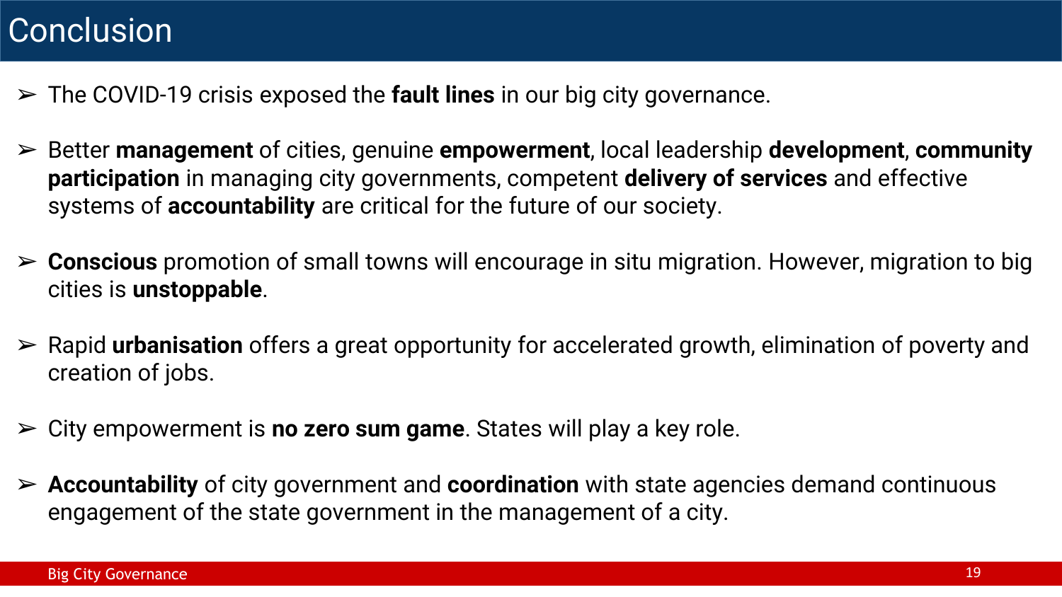# Conclusion

- The COVID-19 crisis exposed the **fault lines** in our big city governance.
- Better **management** of cities, genuine **empowerment**, local leadership **development**, **community participation** in managing city governments, competent **delivery of services** and effective systems of **accountability** are critical for the future of our society.
- **Conscious** promotion of small towns will encourage in situ migration. However, migration to big cities is **unstoppable**.
- Rapid **urbanisation** offers a great opportunity for accelerated growth, elimination of poverty and creation of jobs.
- City empowerment is **no zero sum game**. States will play a key role.
- **Accountability** of city government and **coordination** with state agencies demand continuous engagement of the state government in the management of a city.